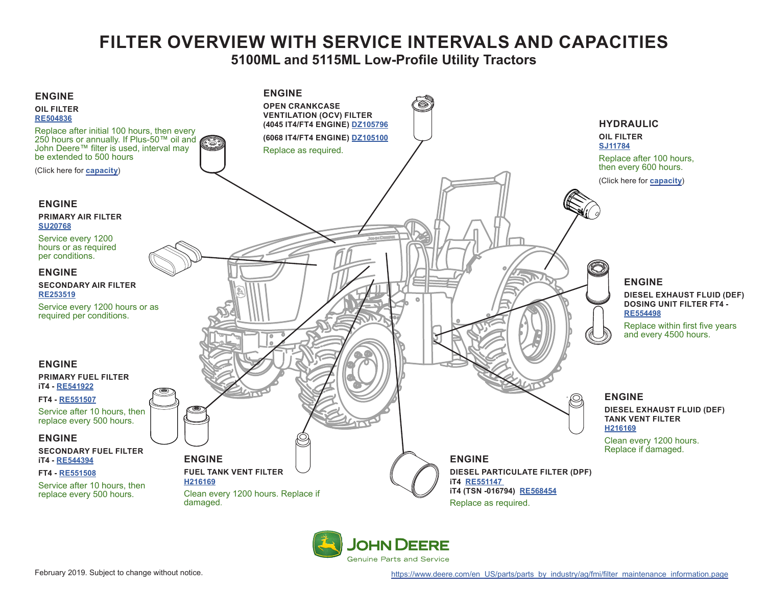# FILTER OVERVIEW WITH SERVICE INTERVALS AND CAPACITIES

## 5100ML and 5115ML Low-Profile Utility Tractors

### ENGINE

**OIL FILTER**
**RE504836**

Replace after initial 100 hours, then every 250 hours or annually. If Plus-50™ oil and John Deere™ filter is used, interval may be extended to 500 hours

(Click here for **capacity**)

### ENGINE

**OPEN CRANKCASE VENTILATION (OCV) FILTER**
**(4045 IT4/FT4 ENGINE) DZ105796**

**(6068 IT4/FT4 ENGINE) DZ105100**

Replace as required.

### HYDRAULIC

**OIL FILTER**
**SJ11784**

Replace after 100 hours, then every 600 hours.

(Click here for **capacity**)

### ENGINE

**PRIMARY AIR FILTER**
**SU20768**

Service every 1200 hours or as required per conditions.

### ENGINE

**SECONDARY AIR FILTER**
**RE253519**

Service every 1200 hours or as required per conditions.

### ENGINE

**DIESEL EXHAUST FLUID (DEF) DOSING UNIT FILTER FT4 - RE554498**

Replace within first five years and every 4500 hours.

### ENGINE

**PRIMARY FUEL FILTER**
**iT4 - RE541922**

**FT4 - RE551507**

Service after 10 hours, then replace every 500 hours.

### ENGINE

**DIESEL EXHAUST FLUID (DEF) TANK VENT FILTER**
**H216169**

Clean every 1200 hours. Replace if damaged.

### ENGINE

**SECONDARY FUEL FILTER**
**iT4 - RE544394**

**FT4 - RE551508**

Service after 10 hours, then replace every 500 hours.

### ENGINE

**FUEL TANK VENT FILTER**
**H216169**

Clean every 1200 hours. Replace if damaged.

### ENGINE

**DIESEL PARTICULATE FILTER (DPF)**
**iT4 RE551147**
**iT4 (TSN -016794) RE568454**

Replace as required.

JOHN DEERE
Genuine Parts and Service

February 2019. Subject to change without notice.

https://www.deere.com/en_US/parts/parts_by_industry/ag/fmi/filter_maintenance_information.page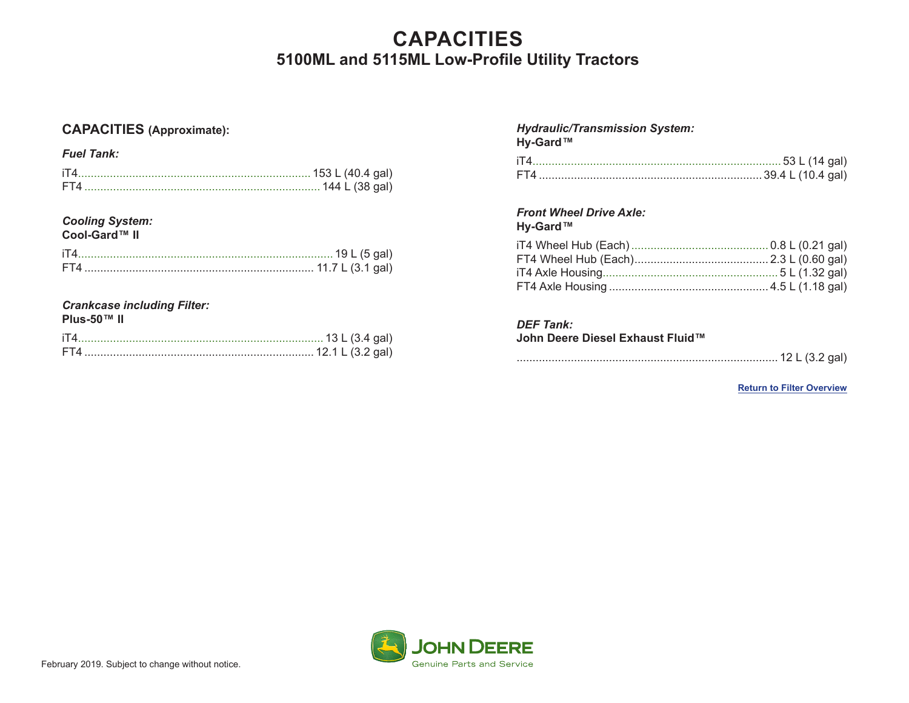# CAPACITIES

## 5100ML and 5115ML Low-Profile Utility Tractors

### CAPACITIES (Approximate):

***Fuel Tank:***

iT4........................................................................ 153 L (40.4 gal)
FT4 ........................................................................ 144 L (38 gal)

***Cooling System:***
**Cool-Gard™ II**

iT4........................................................................ 19 L (5 gal)
FT4 ........................................................................ 11.7 L (3.1 gal)

***Crankcase including Filter:***
**Plus-50™ II**

iT4........................................................................ 13 L (3.4 gal)
FT4 ........................................................................ 12.1 L (3.2 gal)

***Hydraulic/Transmission System:***
**Hy-Gard™**

iT4........................................................................ 53 L (14 gal)
FT4 ........................................................................ 39.4 L (10.4 gal)

***Front Wheel Drive Axle:***
**Hy-Gard™**

iT4 Wheel Hub (Each)........................................... 0.8 L (0.21 gal)
FT4 Wheel Hub (Each)........................................... 2.3 L (0.60 gal)
iT4 Axle Housing................................................... 5 L (1.32 gal)
FT4 Axle Housing ................................................. 4.5 L (1.18 gal)

***DEF Tank:***
**John Deere Diesel Exhaust Fluid™**

........................................................................ 12 L (3.2 gal)

Return to Filter Overview

February 2019. Subject to change without notice.

JOHN DEERE
Genuine Parts and Service